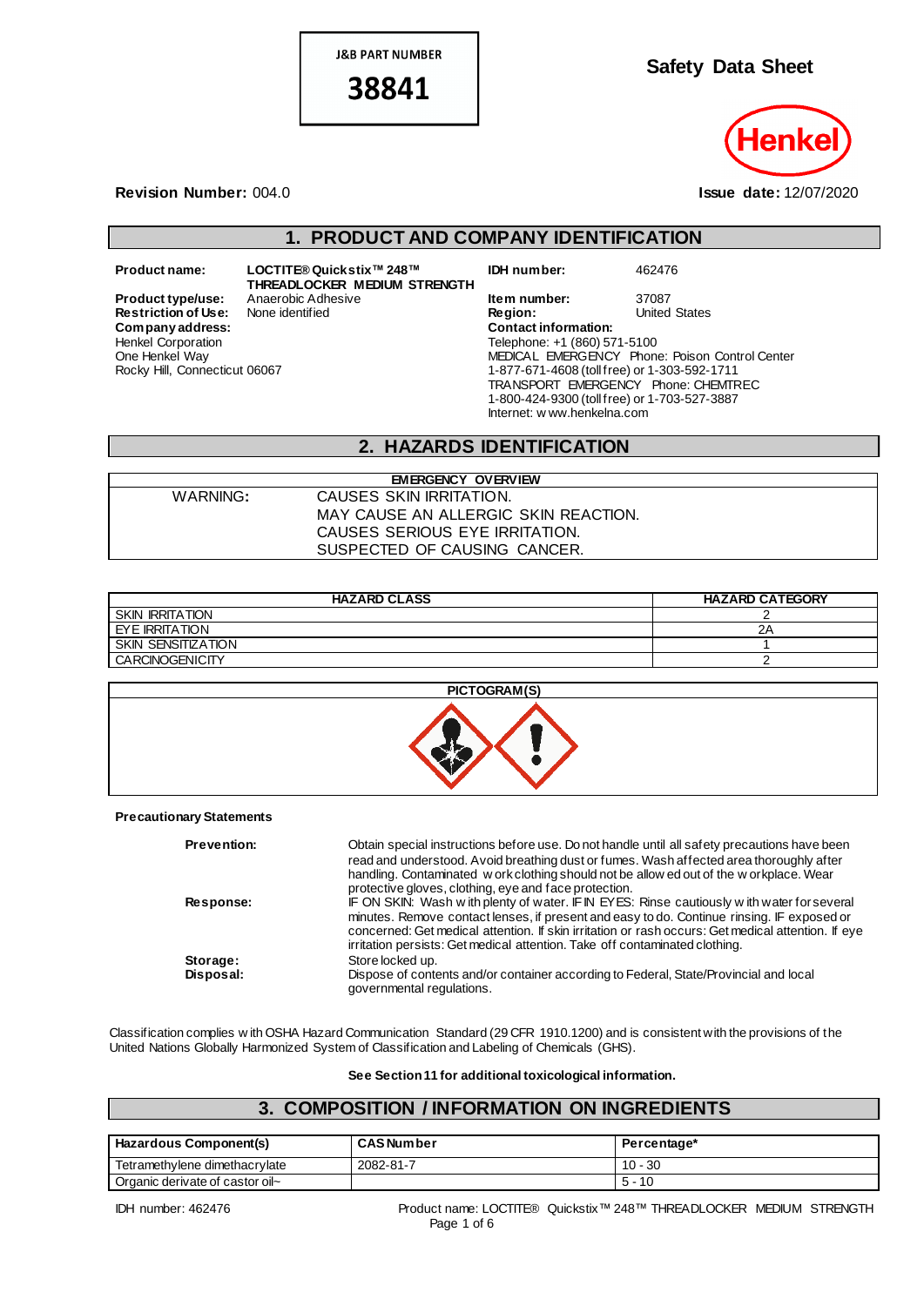**J&B PART NUMBER**

**38841**

# Safety Data Sheet

Henkel

**Revision Number:** 004.0

**Issue date:** 12/07/2020

## 1. PRODUCT AND COMPANY IDENTIFICATION

| | | | |
|---|---|---|---|
| **Product name:** | **LOCTITE® Quickstix™ 248™ THREADLOCKER MEDIUM STRENGTH** | **IDH number:** | 462476 |
| **Product type/use:** | Anaerobic Adhesive | **Item number:** | 37087 |
| **Restriction of Use:** | None identified | **Region:** | United States |

**Company address:**
Henkel Corporation
One Henkel Way
Rocky Hill, Connecticut 06067

**Contact information:**
Telephone: +1 (860) 571-5100
MEDICAL EMERGENCY Phone: Poison Control Center
1-877-671-4608 (toll free) or 1-303-592-1711
TRANSPORT EMERGENCY Phone: CHEMTREC
1-800-424-9300 (toll free) or 1-703-527-3887
Internet: www.henkelna.com

## 2. HAZARDS IDENTIFICATION

| EMERGENCY OVERVIEW | |
|---|---|
| WARNING: | CAUSES SKIN IRRITATION.<br>MAY CAUSE AN ALLERGIC SKIN REACTION.<br>CAUSES SERIOUS EYE IRRITATION.<br>SUSPECTED OF CAUSING CANCER. |

| HAZARD CLASS | HAZARD CATEGORY |
|---|---|
| SKIN IRRITATION | 2 |
| EYE IRRITATION | 2A |
| SKIN SENSITIZATION | 1 |
| CARCINOGENICITY | 2 |

**PICTOGRAM(S)**

**Precautionary Statements**

| | |
|---|---|
| **Prevention:** | Obtain special instructions before use. Do not handle until all safety precautions have been read and understood. Avoid breathing dust or fumes. Wash affected area thoroughly after handling. Contaminated work clothing should not be allowed out of the workplace. Wear protective gloves, clothing, eye and face protection. |
| **Response:** | IF ON SKIN: Wash with plenty of water. IF IN EYES: Rinse cautiously with water for several minutes. Remove contact lenses, if present and easy to do. Continue rinsing. IF exposed or concerned: Get medical attention. If skin irritation or rash occurs: Get medical attention. If eye irritation persists: Get medical attention. Take off contaminated clothing. |
| **Storage:** | Store locked up. |
| **Disposal:** | Dispose of contents and/or container according to Federal, State/Provincial and local governmental regulations. |

Classification complies with OSHA Hazard Communication Standard (29 CFR 1910.1200) and is consistent with the provisions of the United Nations Globally Harmonized System of Classification and Labeling of Chemicals (GHS).

**See Section 11 for additional toxicological information.**

## 3. COMPOSITION / INFORMATION ON INGREDIENTS

| Hazardous Component(s) | CAS Number | Percentage* |
|---|---|---|
| Tetramethylene dimethacrylate | 2082-81-7 | 10 - 30 |
| Organic derivate of castor oil~ | | 5 - 10 |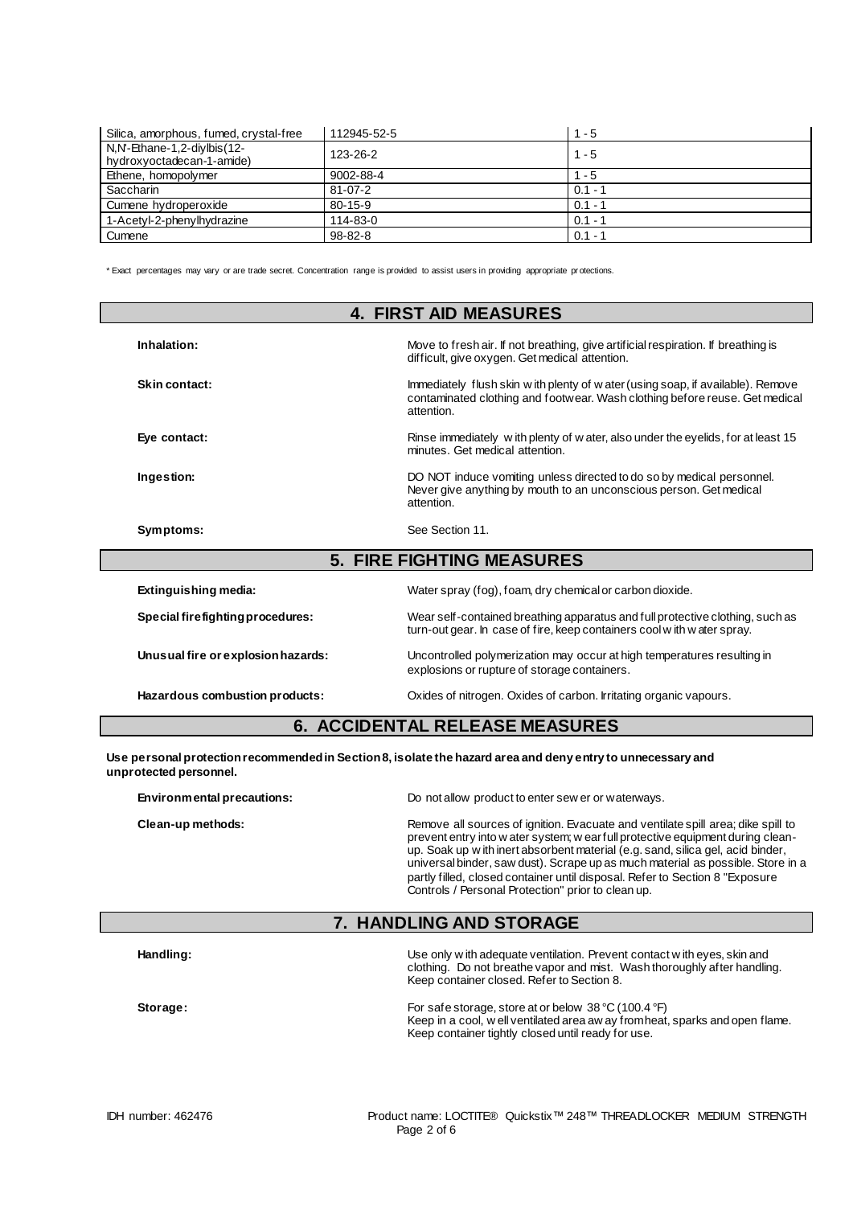| Silica, amorphous, fumed, crystal-free | 112945-52-5 | 1 - 5 |
|---|---|---|
| N,N'-Ethane-1,2-diylbis(12-hydroxyoctadecan-1-amide) | 123-26-2 | 1 - 5 |
| Ethene, homopolymer | 9002-88-4 | 1 - 5 |
| Saccharin | 81-07-2 | 0.1 - 1 |
| Cumene hydroperoxide | 80-15-9 | 0.1 - 1 |
| 1-Acetyl-2-phenylhydrazine | 114-83-0 | 0.1 - 1 |
| Cumene | 98-82-8 | 0.1 - 1 |

* Exact percentages may vary or are trade secret. Concentration range is provided to assist users in providing appropriate protections.

## 4. FIRST AID MEASURES

**Inhalation:** Move to fresh air. If not breathing, give artificial respiration. If breathing is difficult, give oxygen. Get medical attention.

**Skin contact:** Immediately flush skin with plenty of water (using soap, if available). Remove contaminated clothing and footwear. Wash clothing before reuse. Get medical attention.

**Eye contact:** Rinse immediately with plenty of water, also under the eyelids, for at least 15 minutes. Get medical attention.

**Ingestion:** DO NOT induce vomiting unless directed to do so by medical personnel. Never give anything by mouth to an unconscious person. Get medical attention.

**Symptoms:** See Section 11.

## 5. FIRE FIGHTING MEASURES

**Extinguishing media:** Water spray (fog), foam, dry chemical or carbon dioxide.

**Special firefighting procedures:** Wear self-contained breathing apparatus and full protective clothing, such as turn-out gear. In case of fire, keep containers cool with water spray.

**Unusual fire or explosion hazards:** Uncontrolled polymerization may occur at high temperatures resulting in explosions or rupture of storage containers.

**Hazardous combustion products:** Oxides of nitrogen. Oxides of carbon. Irritating organic vapours.

## 6. ACCIDENTAL RELEASE MEASURES

**Use personal protection recommended in Section 8, isolate the hazard area and deny entry to unnecessary and unprotected personnel.**

**Environmental precautions:** Do not allow product to enter sewer or waterways.

**Clean-up methods:** Remove all sources of ignition. Evacuate and ventilate spill area; dike spill to prevent entry into water system; wear full protective equipment during clean-up. Soak up with inert absorbent material (e.g. sand, silica gel, acid binder, universal binder, saw dust). Scrape up as much material as possible. Store in a partly filled, closed container until disposal. Refer to Section 8 "Exposure Controls / Personal Protection" prior to clean up.

## 7. HANDLING AND STORAGE

**Handling:** Use only with adequate ventilation. Prevent contact with eyes, skin and clothing. Do not breathe vapor and mist. Wash thoroughly after handling. Keep container closed. Refer to Section 8.

**Storage:** For safe storage, store at or below 38 °C (100.4 °F)
Keep in a cool, well ventilated area away from heat, sparks and open flame.
Keep container tightly closed until ready for use.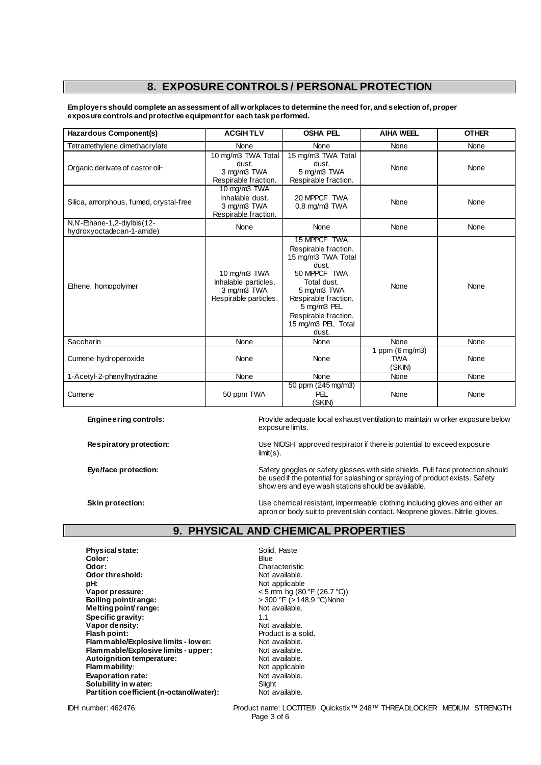## 8. EXPOSURE CONTROLS / PERSONAL PROTECTION

**Employers should complete an assessment of all workplaces to determine the need for, and selection of, proper exposure controls and protective equipment for each task performed.**

| Hazardous Component(s) | ACGIH TLV | OSHA PEL | AIHA WEEL | OTHER |
|---|---|---|---|---|
| Tetramethylene dimethacrylate | None | None | None | None |
| Organic derivate of castor oil~ | 10 mg/m3 TWA Total dust.<br>3 mg/m3 TWA Respirable fraction. | 15 mg/m3 TWA Total dust.<br>5 mg/m3 TWA Respirable fraction. | None | None |
| Silica, amorphous, fumed, crystal-free | 10 mg/m3 TWA Inhalable dust.<br>3 mg/m3 TWA Respirable fraction. | 20 MPPCF TWA<br>0.8 mg/m3 TWA | None | None |
| N,N'-Ethane-1,2-diylbis(12-hydroxyoctadecan-1-amide) | None | None | None | None |
| Ethene, homopolymer | 10 mg/m3 TWA Inhalable particles.<br>3 mg/m3 TWA Respirable particles. | 15 MPPCF TWA Respirable fraction.<br>15 mg/m3 TWA Total dust.<br>50 MPPCF TWA Total dust.<br>5 mg/m3 TWA Respirable fraction.<br>5 mg/m3 PEL Respirable fraction.<br>15 mg/m3 PEL Total dust. | None | None |
| Saccharin | None | None | None | None |
| Cumene hydroperoxide | None | None | 1 ppm (6 mg/m3) TWA (SKIN) | None |
| 1-Acetyl-2-phenylhydrazine | None | None | None | None |
| Cumene | 50 ppm TWA | 50 ppm (245 mg/m3) PEL (SKIN) | None | None |

**Engineering controls:** Provide adequate local exhaust ventilation to maintain worker exposure below exposure limits.

**Respiratory protection:** Use NIOSH approved respirator if there is potential to exceed exposure limit(s).

**Eye/face protection:** Safety goggles or safety glasses with side shields. Full face protection should be used if the potential for splashing or spraying of product exists. Safety showers and eye wash stations should be available.

**Skin protection:** Use chemical resistant, impermeable clothing including gloves and either an apron or body suit to prevent skin contact. Neoprene gloves. Nitrile gloves.

## 9. PHYSICAL AND CHEMICAL PROPERTIES

**Physical state:** Solid, Paste
**Color:** Blue
**Odor:** Characteristic
**Odor threshold:** Not available.
**pH:** Not applicable
**Vapor pressure:** < 5 mm hg (80 °F (26.7 °C))
**Boiling point/range:** > 300 °F (> 148.9 °C)None
**Melting point/ range:** Not available.
**Specific gravity:** 1.1
**Vapor density:** Not available.
**Flash point:** Product is a solid.
**Flammable/Explosive limits - lower:** Not available.
**Flammable/Explosive limits - upper:** Not available.
**Autoignition temperature:** Not available.
**Flammability:** Not applicable
**Evaporation rate:** Not available.
**Solubility in water:** Slight
**Partition coefficient (n-octanol/water):** Not available.

IDH number: 462476 Product name: LOCTITE® Quickstix™ 248™ THREADLOCKER MEDIUM STRENGTH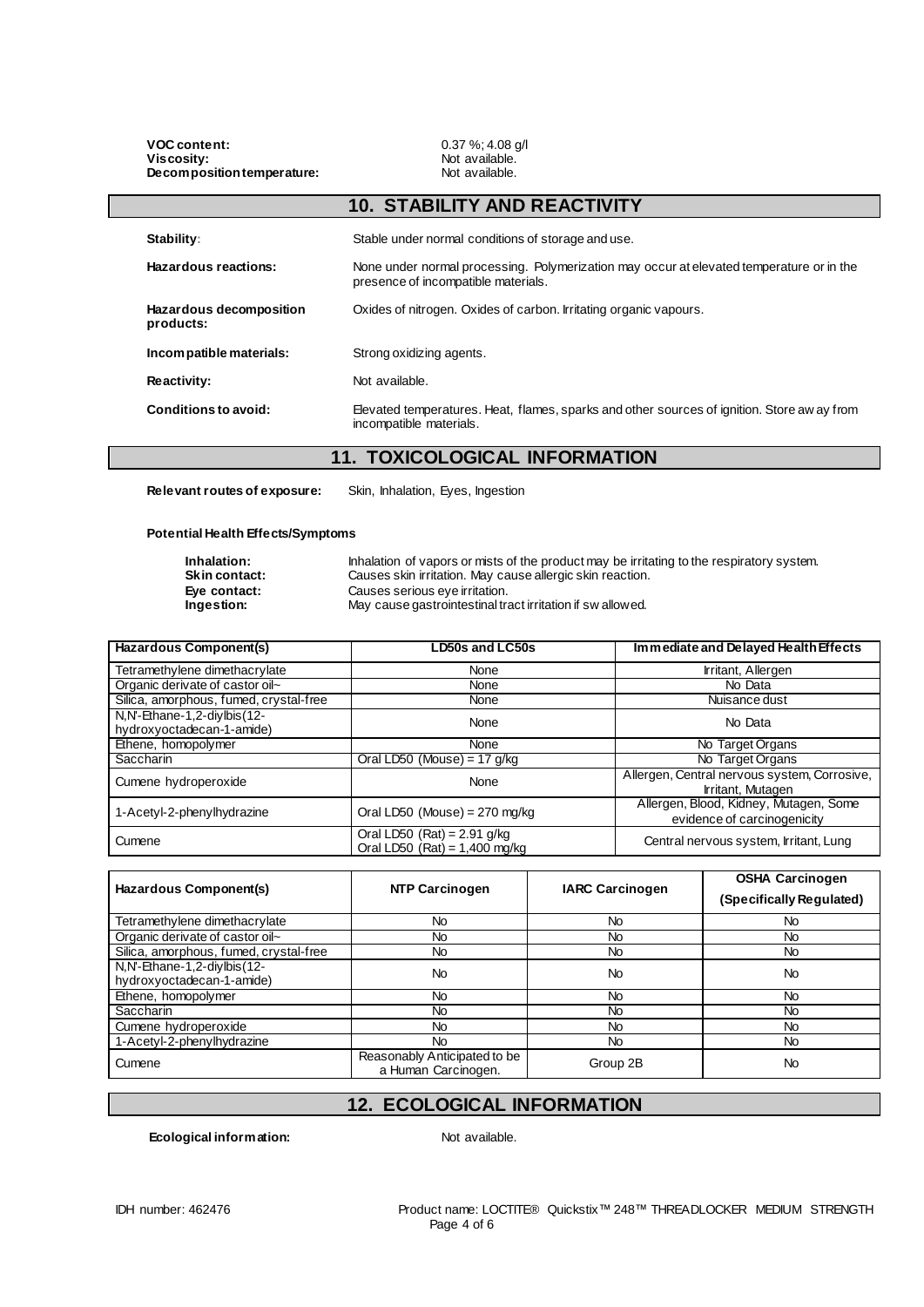**VOC content:** 0.37 %; 4.08 g/l
**Viscosity:** Not available.
**Decomposition temperature:** Not available.

## 10. STABILITY AND REACTIVITY

**Stability:** Stable under normal conditions of storage and use.

**Hazardous reactions:** None under normal processing. Polymerization may occur at elevated temperature or in the presence of incompatible materials.

**Hazardous decomposition products:** Oxides of nitrogen. Oxides of carbon. Irritating organic vapours.

**Incompatible materials:** Strong oxidizing agents.

**Reactivity:** Not available.

**Conditions to avoid:** Elevated temperatures. Heat, flames, sparks and other sources of ignition. Store away from incompatible materials.

## 11. TOXICOLOGICAL INFORMATION

**Relevant routes of exposure:** Skin, Inhalation, Eyes, Ingestion

**Potential Health Effects/Symptoms**

**Inhalation:** Inhalation of vapors or mists of the product may be irritating to the respiratory system.
**Skin contact:** Causes skin irritation. May cause allergic skin reaction.
**Eye contact:** Causes serious eye irritation.
**Ingestion:** May cause gastrointestinal tract irritation if swallowed.

| Hazardous Component(s) | LD50s and LC50s | Immediate and Delayed Health Effects |
|---|---|---|
| Tetramethylene dimethacrylate | None | Irritant, Allergen |
| Organic derivate of castor oil~ | None | No Data |
| Silica, amorphous, fumed, crystal-free | None | Nuisance dust |
| N,N'-Ethane-1,2-diylbis(12-hydroxyoctadecan-1-amide) | None | No Data |
| Ethene, homopolymer | None | No Target Organs |
| Saccharin | Oral LD50 (Mouse) = 17 g/kg | No Target Organs |
| Cumene hydroperoxide | None | Allergen, Central nervous system, Corrosive, Irritant, Mutagen |
| 1-Acetyl-2-phenylhydrazine | Oral LD50 (Mouse) = 270 mg/kg | Allergen, Blood, Kidney, Mutagen, Some evidence of carcinogenicity |
| Cumene | Oral LD50 (Rat) = 2.91 g/kg<br>Oral LD50 (Rat) = 1,400 mg/kg | Central nervous system, Irritant, Lung |

| Hazardous Component(s) | NTP Carcinogen | IARC Carcinogen | OSHA Carcinogen (Specifically Regulated) |
|---|---|---|---|
| Tetramethylene dimethacrylate | No | No | No |
| Organic derivate of castor oil~ | No | No | No |
| Silica, amorphous, fumed, crystal-free | No | No | No |
| N,N'-Ethane-1,2-diylbis(12-hydroxyoctadecan-1-amide) | No | No | No |
| Ethene, homopolymer | No | No | No |
| Saccharin | No | No | No |
| Cumene hydroperoxide | No | No | No |
| 1-Acetyl-2-phenylhydrazine | No | No | No |
| Cumene | Reasonably Anticipated to be a Human Carcinogen. | Group 2B | No |

## 12. ECOLOGICAL INFORMATION

**Ecological information:** Not available.

IDH number: 462476 Product name: LOCTITE® Quickstix™ 248™ THREADLOCKER MEDIUM STRENGTH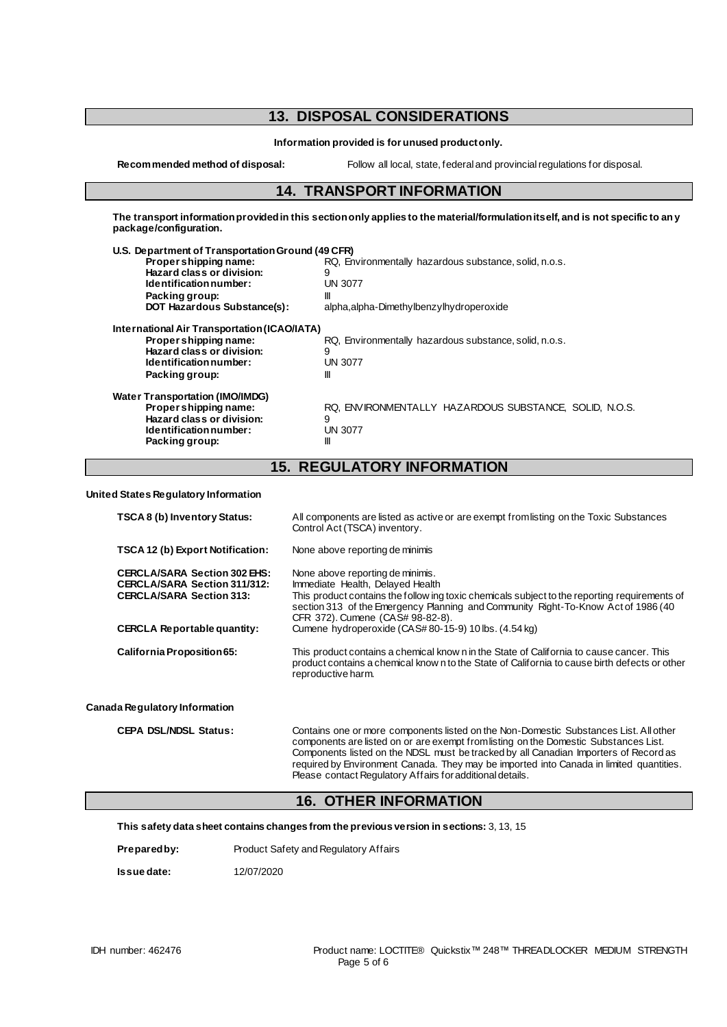## 13. DISPOSAL CONSIDERATIONS

**Information provided is for unused product only.**

**Recommended method of disposal:** Follow all local, state, federal and provincial regulations for disposal.

## 14. TRANSPORT INFORMATION

**The transport information provided in this section only applies to the material/formulation itself, and is not specific to any package/configuration.**

**U.S. Department of Transportation Ground (49 CFR)**

| | |
|---|---|
| **Proper shipping name:** | RQ, Environmentally hazardous substance, solid, n.o.s. |
| **Hazard class or division:** | 9 |
| **Identification number:** | UN 3077 |
| **Packing group:** | III |
| **DOT Hazardous Substance(s):** | alpha,alpha-Dimethylbenzylhydroperoxide |

**International Air Transportation (ICAO/IATA)**

| | |
|---|---|
| **Proper shipping name:** | RQ, Environmentally hazardous substance, solid, n.o.s. |
| **Hazard class or division:** | 9 |
| **Identification number:** | UN 3077 |
| **Packing group:** | III |

**Water Transportation (IMO/IMDG)**

| | |
|---|---|
| **Proper shipping name:** | RQ, ENVIRONMENTALLY HAZARDOUS SUBSTANCE, SOLID, N.O.S. |
| **Hazard class or division:** | 9 |
| **Identification number:** | UN 3077 |
| **Packing group:** | III |

## 15. REGULATORY INFORMATION

**United States Regulatory Information**

| | |
|---|---|
| **TSCA 8 (b) Inventory Status:** | All components are listed as active or are exempt from listing on the Toxic Substances Control Act (TSCA) inventory. |
| **TSCA 12 (b) Export Notification:** | None above reporting de minimis |
| **CERCLA/SARA Section 302 EHS:** | None above reporting de minimis. |
| **CERCLA/SARA Section 311/312:** | Immediate Health, Delayed Health |
| **CERCLA/SARA Section 313:** | This product contains the following toxic chemicals subject to the reporting requirements of section 313 of the Emergency Planning and Community Right-To-Know Act of 1986 (40 CFR 372). Cumene (CAS# 98-82-8). |
| **CERCLA Reportable quantity:** | Cumene hydroperoxide (CAS# 80-15-9) 10 lbs. (4.54 kg) |
| **California Proposition 65:** | This product contains a chemical known in the State of California to cause cancer. This product contains a chemical known to the State of California to cause birth defects or other reproductive harm. |

**Canada Regulatory Information**

| | |
|---|---|
| **CEPA DSL/NDSL Status:** | Contains one or more components listed on the Non-Domestic Substances List. All other components are listed on or are exempt from listing on the Domestic Substances List. Components listed on the NDSL must be tracked by all Canadian Importers of Record as required by Environment Canada. They may be imported into Canada in limited quantities. Please contact Regulatory Affairs for additional details. |

## 16. OTHER INFORMATION

**This safety data sheet contains changes from the previous version in sections:** 3, 13, 15

**Prepared by:** Product Safety and Regulatory Affairs

**Issue date:** 12/07/2020

IDH number: 462476 Product name: LOCTITE® Quickstix™ 248™ THREADLOCKER MEDIUM STRENGTH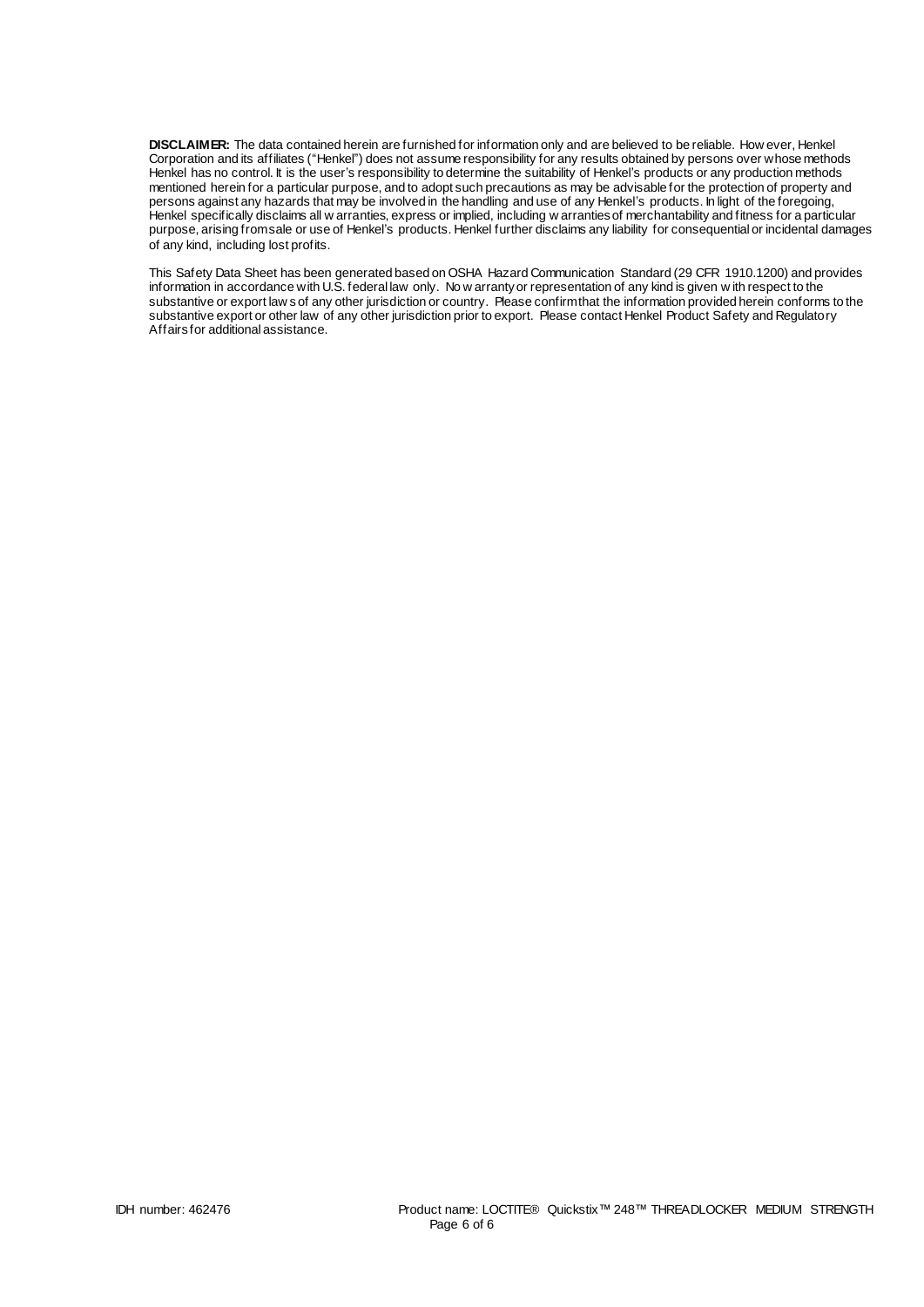**DISCLAIMER:** The data contained herein are furnished for information only and are believed to be reliable. However, Henkel Corporation and its affiliates ("Henkel") does not assume responsibility for any results obtained by persons over whose methods Henkel has no control. It is the user's responsibility to determine the suitability of Henkel's products or any production methods mentioned herein for a particular purpose, and to adopt such precautions as may be advisable for the protection of property and persons against any hazards that may be involved in the handling and use of any Henkel's products. In light of the foregoing, Henkel specifically disclaims all warranties, express or implied, including warranties of merchantability and fitness for a particular purpose, arising from sale or use of Henkel's products. Henkel further disclaims any liability for consequential or incidental damages of any kind, including lost profits.

This Safety Data Sheet has been generated based on OSHA Hazard Communication Standard (29 CFR 1910.1200) and provides information in accordance with U.S. federal law only. No warranty or representation of any kind is given with respect to the substantive or export laws of any other jurisdiction or country. Please confirm that the information provided herein conforms to the substantive export or other law of any other jurisdiction prior to export. Please contact Henkel Product Safety and Regulatory Affairs for additional assistance.